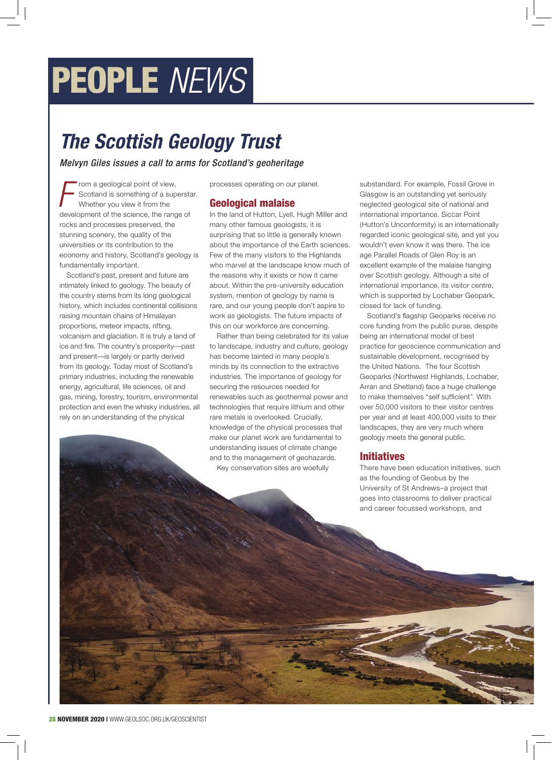# PEOPLE *NEWS*

## *The Scottish Geology Trust*

***Melvyn Giles issues a call to arms for Scotland's geoheritage***

From a geological point of view, Scotland is something of a superstar. Whether you view it from the development of the science, the range of rocks and processes preserved, the stunning scenery, the quality of the universities or its contribution to the economy and history, Scotland's geology is fundamentally important.

Scotland's past, present and future are intimately linked to geology. The beauty of the country stems from its long geological history, which includes continental collisions raising mountain chains of Himalayan proportions, meteor impacts, rifting, volcanism and glaciation. It is truly a land of ice and fire. The country's prosperity—past and present—is largely or partly derived from its geology. Today most of Scotland's primary industries, including the renewable energy, agricultural, life sciences, oil and gas, mining, forestry, tourism, environmental protection and even the whisky industries, all rely on an understanding of the physical processes operating on our planet.

### Geological malaise

In the land of Hutton, Lyell, Hugh Miller and many other famous geologists, it is surprising that so little is generally known about the importance of the Earth sciences. Few of the many visitors to the Highlands who marvel at the landscape know much of the reasons why it exists or how it came about. Within the pre-university education system, mention of geology by name is rare, and our young people don't aspire to work as geologists. The future impacts of this on our workforce are concerning.

Rather than being celebrated for its value to landscape, industry and culture, geology has become tainted in many people's minds by its connection to the extractive industries. The importance of geology for securing the resources needed for renewables such as geothermal power and technologies that require lithium and other rare metals is overlooked. Crucially, knowledge of the physical processes that make our planet work are fundamental to understanding issues of climate change and to the management of geohazards.

Key conservation sites are woefully substandard. For example, Fossil Grove in Glasgow is an outstanding yet seriously neglected geological site of national and international importance. Siccar Point (Hutton's Unconformity) is an internationally regarded iconic geological site, and yet you wouldn't even know it was there. The ice age Parallel Roads of Glen Roy is an excellent example of the malaise hanging over Scottish geology. Although a site of international importance, its visitor centre, which is supported by Lochaber Geopark, closed for lack of funding.

Scotland's flagship Geoparks receive no core funding from the public purse, despite being an international model of best practice for geoscience communication and sustainable development, recognised by the United Nations. The four Scottish Geoparks (Northwest Highlands, Lochaber, Arran and Shetland) face a huge challenge to make themselves "self sufficient". With over 50,000 visitors to their visitor centres per year and at least 400,000 visits to their landscapes, they are very much where geology meets the general public.

### Initiatives

There have been education initiatives, such as the founding of Geobus by the University of St Andrews–a project that goes into classrooms to deliver practical and career focussed workshops, and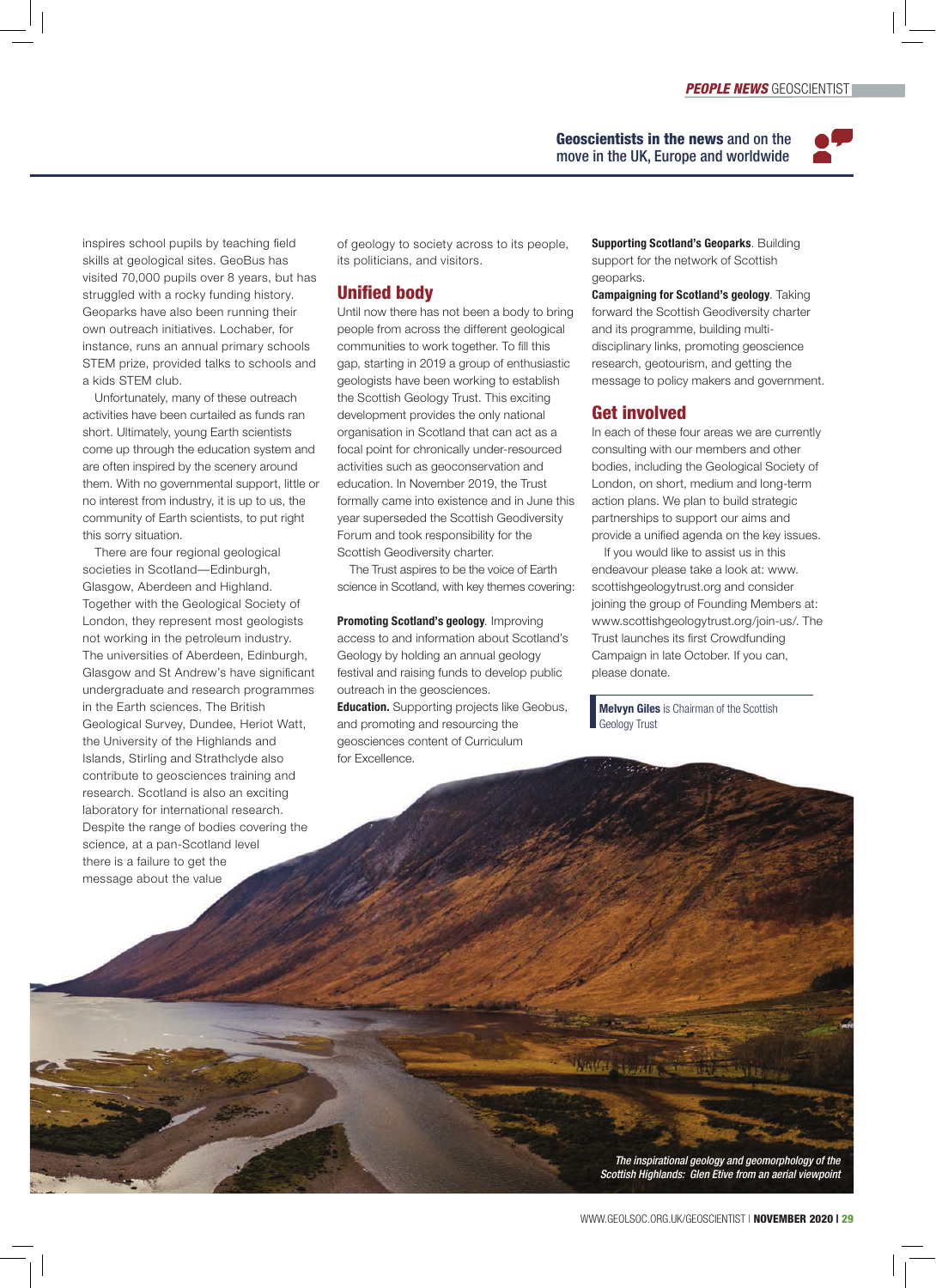inspires school pupils by teaching field skills at geological sites. GeoBus has visited 70,000 pupils over 8 years, but has struggled with a rocky funding history. Geoparks have also been running their own outreach initiatives. Lochaber, for instance, runs an annual primary schools STEM prize, provided talks to schools and a kids STEM club.

Unfortunately, many of these outreach activities have been curtailed as funds ran short. Ultimately, young Earth scientists come up through the education system and are often inspired by the scenery around them. With no governmental support, little or no interest from industry, it is up to us, the community of Earth scientists, to put right this sorry situation.

There are four regional geological societies in Scotland—Edinburgh, Glasgow, Aberdeen and Highland. Together with the Geological Society of London, they represent most geologists not working in the petroleum industry. The universities of Aberdeen, Edinburgh, Glasgow and St Andrew's have significant undergraduate and research programmes in the Earth sciences. The British Geological Survey, Dundee, Heriot Watt, the University of the Highlands and Islands, Stirling and Strathclyde also contribute to geosciences training and research. Scotland is also an exciting laboratory for international research. Despite the range of bodies covering the science, at a pan-Scotland level there is a failure to get the message about the value of geology to society across to its people, its politicians, and visitors.

## Unified body

Until now there has not been a body to bring people from across the different geological communities to work together. To fill this gap, starting in 2019 a group of enthusiastic geologists have been working to establish the Scottish Geology Trust. This exciting development provides the only national organisation in Scotland that can act as a focal point for chronically under-resourced activities such as geoconservation and education. In November 2019, the Trust formally came into existence and in June this year superseded the Scottish Geodiversity Forum and took responsibility for the Scottish Geodiversity charter.

The Trust aspires to be the voice of Earth science in Scotland, with key themes covering:

**Promoting Scotland's geology**. Improving access to and information about Scotland's Geology by holding an annual geology festival and raising funds to develop public outreach in the geosciences.

**Education.** Supporting projects like Geobus, and promoting and resourcing the geosciences content of Curriculum for Excellence.

**Supporting Scotland's Geoparks**. Building support for the network of Scottish geoparks.

**Campaigning for Scotland's geology**. Taking forward the Scottish Geodiversity charter and its programme, building multi-disciplinary links, promoting geoscience research, geotourism, and getting the message to policy makers and government.

## Get involved

In each of these four areas we are currently consulting with our members and other bodies, including the Geological Society of London, on short, medium and long-term action plans. We plan to build strategic partnerships to support our aims and provide a unified agenda on the key issues.

If you would like to assist us in this endeavour please take a look at: www.scottishgeologytrust.org and consider joining the group of Founding Members at: www.scottishgeologytrust.org/join-us/. The Trust launches its first Crowdfunding Campaign in late October. If you can, please donate.

**Melvyn Giles** is Chairman of the Scottish Geology Trust

*The inspirational geology and geomorphology of the Scottish Highlands: Glen Etive from an aerial viewpoint*